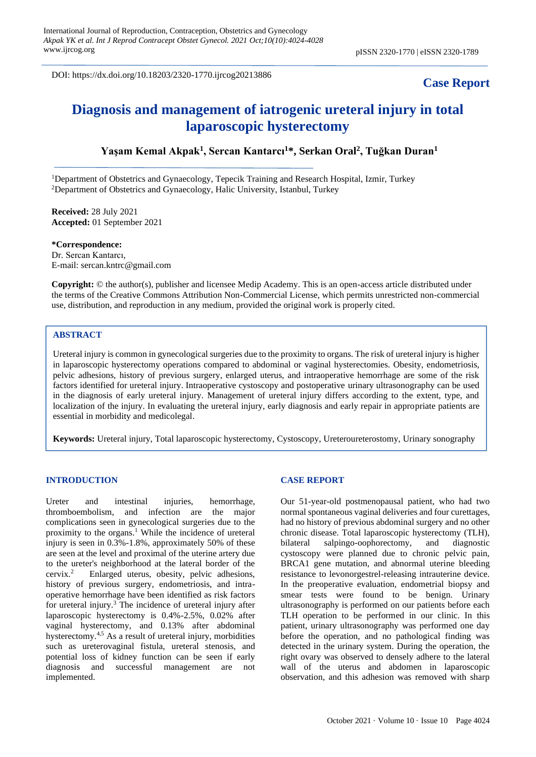DOI: https://dx.doi.org/10.18203/2320-1770.ijrcog20213886

**Case Report**

# Diagnosis and management of iatrogenic ureteral injury in total laparoscopic hysterectomy

**Yaşam Kemal Akpak[1], Sercan Kantarcı[1]*, Serkan Oral[2], Tuğkan Duran[1]**

[1]Department of Obstetrics and Gynaecology, Tepecik Training and Research Hospital, Izmir, Turkey
[2]Department of Obstetrics and Gynaecology, Halic University, Istanbul, Turkey

**Received:** 28 July 2021
**Accepted:** 01 September 2021

**\*Correspondence:**
Dr. Sercan Kantarcı,
E-mail: sercan.kntrc@gmail.com

**Copyright:** © the author(s), publisher and licensee Medip Academy. This is an open-access article distributed under the terms of the Creative Commons Attribution Non-Commercial License, which permits unrestricted non-commercial use, distribution, and reproduction in any medium, provided the original work is properly cited.

## ABSTRACT

Ureteral injury is common in gynecological surgeries due to the proximity to organs. The risk of ureteral injury is higher in laparoscopic hysterectomy operations compared to abdominal or vaginal hysterectomies. Obesity, endometriosis, pelvic adhesions, history of previous surgery, enlarged uterus, and intraoperative hemorrhage are some of the risk factors identified for ureteral injury. Intraoperative cystoscopy and postoperative urinary ultrasonography can be used in the diagnosis of early ureteral injury. Management of ureteral injury differs according to the extent, type, and localization of the injury. In evaluating the ureteral injury, early diagnosis and early repair in appropriate patients are essential in morbidity and medicolegal.

**Keywords:** Ureteral injury, Total laparoscopic hysterectomy, Cystoscopy, Ureteroureterostomy, Urinary sonography

## INTRODUCTION

Ureter and intestinal injuries, hemorrhage, thromboembolism, and infection are the major complications seen in gynecological surgeries due to the proximity to the organs.[1] While the incidence of ureteral injury is seen in 0.3%-1.8%, approximately 50% of these are seen at the level and proximal of the uterine artery due to the ureter's neighborhood at the lateral border of the cervix.[2] Enlarged uterus, obesity, pelvic adhesions, history of previous surgery, endometriosis, and intra-operative hemorrhage have been identified as risk factors for ureteral injury.[3] The incidence of ureteral injury after laparoscopic hysterectomy is 0.4%-2.5%, 0.02% after vaginal hysterectomy, and 0.13% after abdominal hysterectomy.[4,5] As a result of ureteral injury, morbidities such as ureterovaginal fistula, ureteral stenosis, and potential loss of kidney function can be seen if early diagnosis and successful management are not implemented.

## CASE REPORT

Our 51-year-old postmenopausal patient, who had two normal spontaneous vaginal deliveries and four curettages, had no history of previous abdominal surgery and no other chronic disease. Total laparoscopic hysterectomy (TLH), bilateral salpingo-oophorectomy, and diagnostic cystoscopy were planned due to chronic pelvic pain, BRCA1 gene mutation, and abnormal uterine bleeding resistance to levonorgestrel-releasing intrauterine device. In the preoperative evaluation, endometrial biopsy and smear tests were found to be benign. Urinary ultrasonography is performed on our patients before each TLH operation to be performed in our clinic. In this patient, urinary ultrasonography was performed one day before the operation, and no pathological finding was detected in the urinary system. During the operation, the right ovary was observed to densely adhere to the lateral wall of the uterus and abdomen in laparoscopic observation, and this adhesion was removed with sharp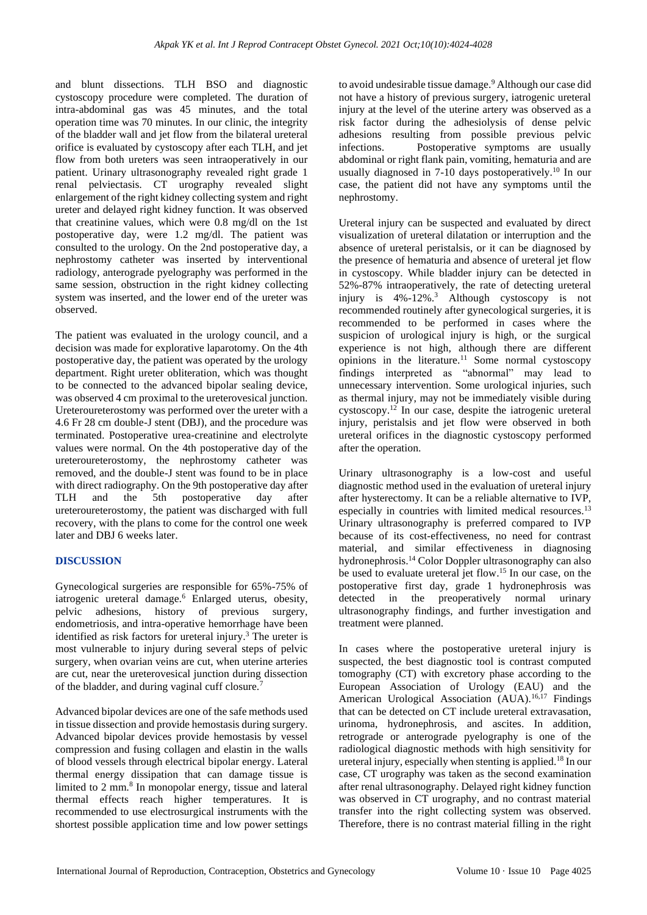and blunt dissections. TLH BSO and diagnostic cystoscopy procedure were completed. The duration of intra-abdominal gas was 45 minutes, and the total operation time was 70 minutes. In our clinic, the integrity of the bladder wall and jet flow from the bilateral ureteral orifice is evaluated by cystoscopy after each TLH, and jet flow from both ureters was seen intraoperatively in our patient. Urinary ultrasonography revealed right grade 1 renal pelviectasis. CT urography revealed slight enlargement of the right kidney collecting system and right ureter and delayed right kidney function. It was observed that creatinine values, which were 0.8 mg/dl on the 1st postoperative day, were 1.2 mg/dl. The patient was consulted to the urology. On the 2nd postoperative day, a nephrostomy catheter was inserted by interventional radiology, anterograde pyelography was performed in the same session, obstruction in the right kidney collecting system was inserted, and the lower end of the ureter was observed.

The patient was evaluated in the urology council, and a decision was made for explorative laparotomy. On the 4th postoperative day, the patient was operated by the urology department. Right ureter obliteration, which was thought to be connected to the advanced bipolar sealing device, was observed 4 cm proximal to the ureterovesical junction. Ureteroureterostomy was performed over the ureter with a 4.6 Fr 28 cm double-J stent (DBJ), and the procedure was terminated. Postoperative urea-creatinine and electrolyte values were normal. On the 4th postoperative day of the ureteroureterostomy, the nephrostomy catheter was removed, and the double-J stent was found to be in place with direct radiography. On the 9th postoperative day after TLH and the 5th postoperative day after ureteroureterostomy, the patient was discharged with full recovery, with the plans to come for the control one week later and DBJ 6 weeks later.

## DISCUSSION

Gynecological surgeries are responsible for 65%-75% of iatrogenic ureteral damage.[6] Enlarged uterus, obesity, pelvic adhesions, history of previous surgery, endometriosis, and intra-operative hemorrhage have been identified as risk factors for ureteral injury.[3] The ureter is most vulnerable to injury during several steps of pelvic surgery, when ovarian veins are cut, when uterine arteries are cut, near the ureterovesical junction during dissection of the bladder, and during vaginal cuff closure.[7]

Advanced bipolar devices are one of the safe methods used in tissue dissection and provide hemostasis during surgery. Advanced bipolar devices provide hemostasis by vessel compression and fusing collagen and elastin in the walls of blood vessels through electrical bipolar energy. Lateral thermal energy dissipation that can damage tissue is limited to 2 mm.[8] In monopolar energy, tissue and lateral thermal effects reach higher temperatures. It is recommended to use electrosurgical instruments with the shortest possible application time and low power settings to avoid undesirable tissue damage.[9] Although our case did not have a history of previous surgery, iatrogenic ureteral injury at the level of the uterine artery was observed as a risk factor during the adhesiolysis of dense pelvic adhesions resulting from possible previous pelvic infections. Postoperative symptoms are usually abdominal or right flank pain, vomiting, hematuria and are usually diagnosed in 7-10 days postoperatively.[10] In our case, the patient did not have any symptoms until the nephrostomy.

Ureteral injury can be suspected and evaluated by direct visualization of ureteral dilatation or interruption and the absence of ureteral peristalsis, or it can be diagnosed by the presence of hematuria and absence of ureteral jet flow in cystoscopy. While bladder injury can be detected in 52%-87% intraoperatively, the rate of detecting ureteral injury is 4%-12%.[3] Although cystoscopy is not recommended routinely after gynecological surgeries, it is recommended to be performed in cases where the suspicion of urological injury is high, or the surgical experience is not high, although there are different opinions in the literature.[11] Some normal cystoscopy findings interpreted as "abnormal" may lead to unnecessary intervention. Some urological injuries, such as thermal injury, may not be immediately visible during cystoscopy.[12] In our case, despite the iatrogenic ureteral injury, peristalsis and jet flow were observed in both ureteral orifices in the diagnostic cystoscopy performed after the operation.

Urinary ultrasonography is a low-cost and useful diagnostic method used in the evaluation of ureteral injury after hysterectomy. It can be a reliable alternative to IVP, especially in countries with limited medical resources.[13] Urinary ultrasonography is preferred compared to IVP because of its cost-effectiveness, no need for contrast material, and similar effectiveness in diagnosing hydronephrosis.[14] Color Doppler ultrasonography can also be used to evaluate ureteral jet flow.[15] In our case, on the postoperative first day, grade 1 hydronephrosis was detected in the preoperatively normal urinary ultrasonography findings, and further investigation and treatment were planned.

In cases where the postoperative ureteral injury is suspected, the best diagnostic tool is contrast computed tomography (CT) with excretory phase according to the European Association of Urology (EAU) and the American Urological Association (AUA).[16,17] Findings that can be detected on CT include ureteral extravasation, urinoma, hydronephrosis, and ascites. In addition, retrograde or anterograde pyelography is one of the radiological diagnostic methods with high sensitivity for ureteral injury, especially when stenting is applied.[18] In our case, CT urography was taken as the second examination after renal ultrasonography. Delayed right kidney function was observed in CT urography, and no contrast material transfer into the right collecting system was observed. Therefore, there is no contrast material filling in the right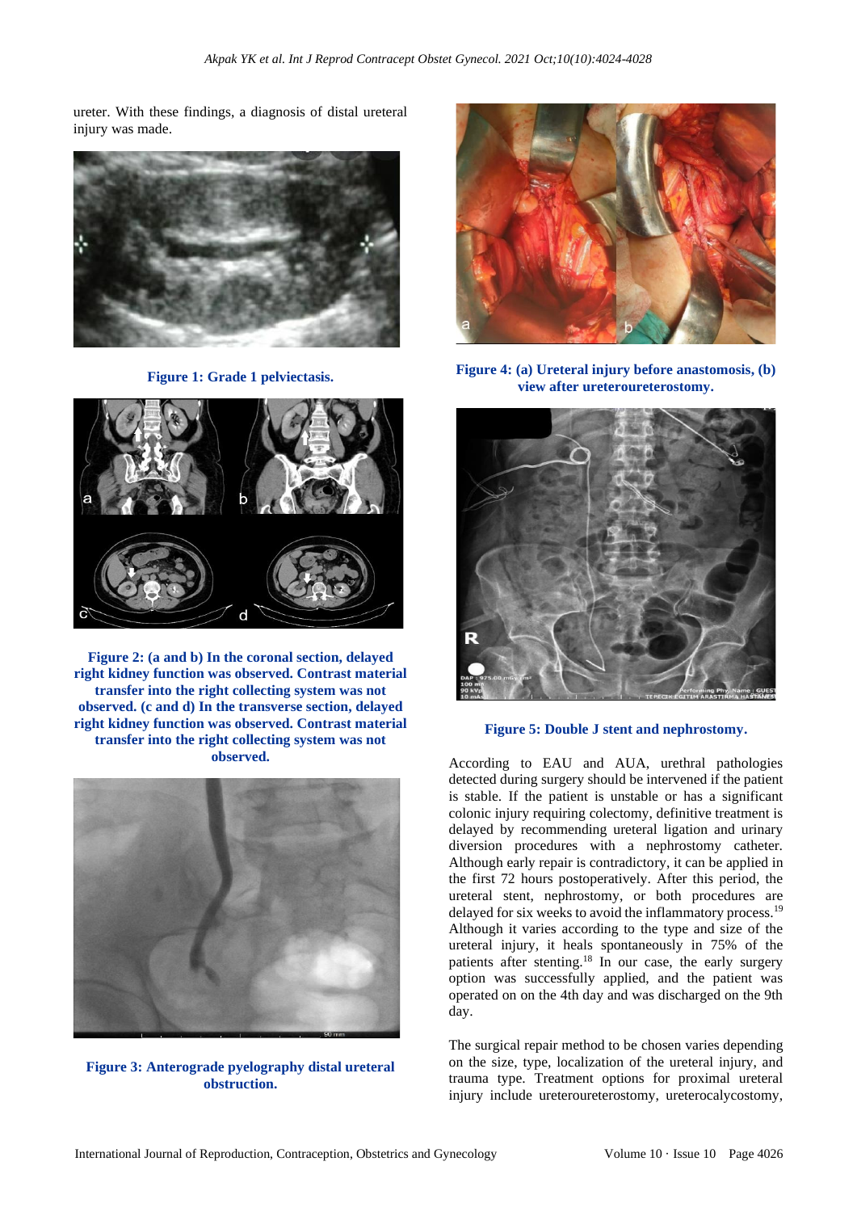ureter. With these findings, a diagnosis of distal ureteral injury was made.

**Figure 1: Grade 1 pelviectasis.**

**Figure 2: (a and b) In the coronal section, delayed right kidney function was observed. Contrast material transfer into the right collecting system was not observed. (c and d) In the transverse section, delayed right kidney function was observed. Contrast material transfer into the right collecting system was not observed.**

**Figure 3: Anterograde pyelography distal ureteral obstruction.**

**Figure 4: (a) Ureteral injury before anastomosis, (b) view after ureteroureterostomy.**

**Figure 5: Double J stent and nephrostomy.**

According to EAU and AUA, urethral pathologies detected during surgery should be intervened if the patient is stable. If the patient is unstable or has a significant colonic injury requiring colectomy, definitive treatment is delayed by recommending ureteral ligation and urinary diversion procedures with a nephrostomy catheter. Although early repair is contradictory, it can be applied in the first 72 hours postoperatively. After this period, the ureteral stent, nephrostomy, or both procedures are delayed for six weeks to avoid the inflammatory process.[19] Although it varies according to the type and size of the ureteral injury, it heals spontaneously in 75% of the patients after stenting.[18] In our case, the early surgery option was successfully applied, and the patient was operated on on the 4th day and was discharged on the 9th day.

The surgical repair method to be chosen varies depending on the size, type, localization of the ureteral injury, and trauma type. Treatment options for proximal ureteral injury include ureteroureterostomy, ureterocalycostomy,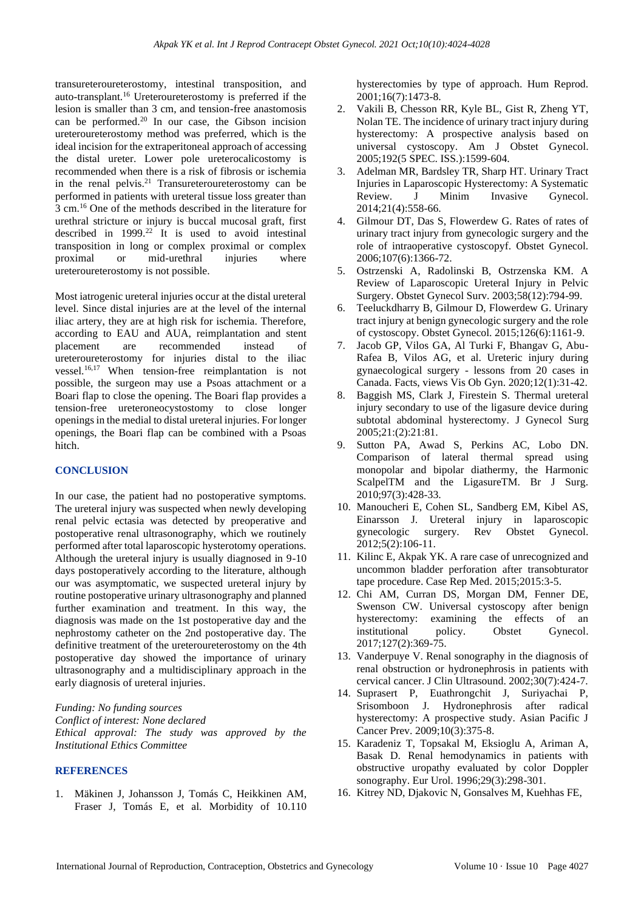transureteroureterostomy, intestinal transposition, and auto-transplant.[16] Ureteroureterostomy is preferred if the lesion is smaller than 3 cm, and tension-free anastomosis can be performed.[20] In our case, the Gibson incision ureteroureterostomy method was preferred, which is the ideal incision for the extraperitoneal approach of accessing the distal ureter. Lower pole ureterocalicostomy is recommended when there is a risk of fibrosis or ischemia in the renal pelvis.[21] Transureteroureterostomy can be performed in patients with ureteral tissue loss greater than 3 cm.[16] One of the methods described in the literature for urethral stricture or injury is buccal mucosal graft, first described in 1999.[22] It is used to avoid intestinal transposition in long or complex proximal or complex proximal or mid-urethral injuries where ureteroureterostomy is not possible.

Most iatrogenic ureteral injuries occur at the distal ureteral level. Since distal injuries are at the level of the internal iliac artery, they are at high risk for ischemia. Therefore, according to EAU and AUA, reimplantation and stent placement are recommended instead of ureteroureterostomy for injuries distal to the iliac vessel.[16,17] When tension-free reimplantation is not possible, the surgeon may use a Psoas attachment or a Boari flap to close the opening. The Boari flap provides a tension-free ureteroneocystostomy to close longer openings in the medial to distal ureteral injuries. For longer openings, the Boari flap can be combined with a Psoas hitch.

## CONCLUSION

In our case, the patient had no postoperative symptoms. The ureteral injury was suspected when newly developing renal pelvic ectasia was detected by preoperative and postoperative renal ultrasonography, which we routinely performed after total laparoscopic hysterotomy operations. Although the ureteral injury is usually diagnosed in 9-10 days postoperatively according to the literature, although our was asymptomatic, we suspected ureteral injury by routine postoperative urinary ultrasonography and planned further examination and treatment. In this way, the diagnosis was made on the 1st postoperative day and the nephrostomy catheter on the 2nd postoperative day. The definitive treatment of the ureteroureterostomy on the 4th postoperative day showed the importance of urinary ultrasonography and a multidisciplinary approach in the early diagnosis of ureteral injuries.

*Funding: No funding sources*
*Conflict of interest: None declared*
*Ethical approval: The study was approved by the Institutional Ethics Committee*

## REFERENCES

1. Mäkinen J, Johansson J, Tomás C, Heikkinen AM, Fraser J, Tomás E, et al. Morbidity of 10.110 hysterectomies by type of approach. Hum Reprod. 2001;16(7):1473-8.
2. Vakili B, Chesson RR, Kyle BL, Gist R, Zheng YT, Nolan TE. The incidence of urinary tract injury during hysterectomy: A prospective analysis based on universal cystoscopy. Am J Obstet Gynecol. 2005;192(5 SPEC. ISS.):1599-604.
3. Adelman MR, Bardsley TR, Sharp HT. Urinary Tract Injuries in Laparoscopic Hysterectomy: A Systematic Review. J Minim Invasive Gynecol. 2014;21(4):558-66.
4. Gilmour DT, Das S, Flowerdew G. Rates of rates of urinary tract injury from gynecologic surgery and the role of intraoperative cystoscopyf. Obstet Gynecol. 2006;107(6):1366-72.
5. Ostrzenski A, Radolinski B, Ostrzenska KM. A Review of Laparoscopic Ureteral Injury in Pelvic Surgery. Obstet Gynecol Surv. 2003;58(12):794-99.
6. Teeluckdharry B, Gilmour D, Flowerdew G. Urinary tract injury at benign gynecologic surgery and the role of cystoscopy. Obstet Gynecol. 2015;126(6):1161-9.
7. Jacob GP, Vilos GA, Al Turki F, Bhangav G, Abu-Rafea B, Vilos AG, et al. Ureteric injury during gynaecological surgery - lessons from 20 cases in Canada. Facts, views Vis Ob Gyn. 2020;12(1):31-42.
8. Baggish MS, Clark J, Firestein S. Thermal ureteral injury secondary to use of the ligasure device during subtotal abdominal hysterectomy. J Gynecol Surg 2005;21:(2):21:81.
9. Sutton PA, Awad S, Perkins AC, Lobo DN. Comparison of lateral thermal spread using monopolar and bipolar diathermy, the Harmonic ScalpelTM and the LigasureTM. Br J Surg. 2010;97(3):428-33.
10. Manoucheri E, Cohen SL, Sandberg EM, Kibel AS, Einarsson J. Ureteral injury in laparoscopic gynecologic surgery. Rev Obstet Gynecol. 2012;5(2):106-11.
11. Kilinc E, Akpak YK. A rare case of unrecognized and uncommon bladder perforation after transobturator tape procedure. Case Rep Med. 2015;2015:3-5.
12. Chi AM, Curran DS, Morgan DM, Fenner DE, Swenson CW. Universal cystoscopy after benign hysterectomy: examining the effects of an institutional policy. Obstet Gynecol. 2017;127(2):369-75.
13. Vanderpuye V. Renal sonography in the diagnosis of renal obstruction or hydronephrosis in patients with cervical cancer. J Clin Ultrasound. 2002;30(7):424-7.
14. Suprasert P, Euathrongchit J, Suriyachai P, Srisomboon J. Hydronephrosis after radical hysterectomy: A prospective study. Asian Pacific J Cancer Prev. 2009;10(3):375-8.
15. Karadeniz T, Topsakal M, Eksioglu A, Ariman A, Basak D. Renal hemodynamics in patients with obstructive uropathy evaluated by color Doppler sonography. Eur Urol. 1996;29(3):298-301.
16. Kitrey ND, Djakovic N, Gonsalves M, Kuehhas FE,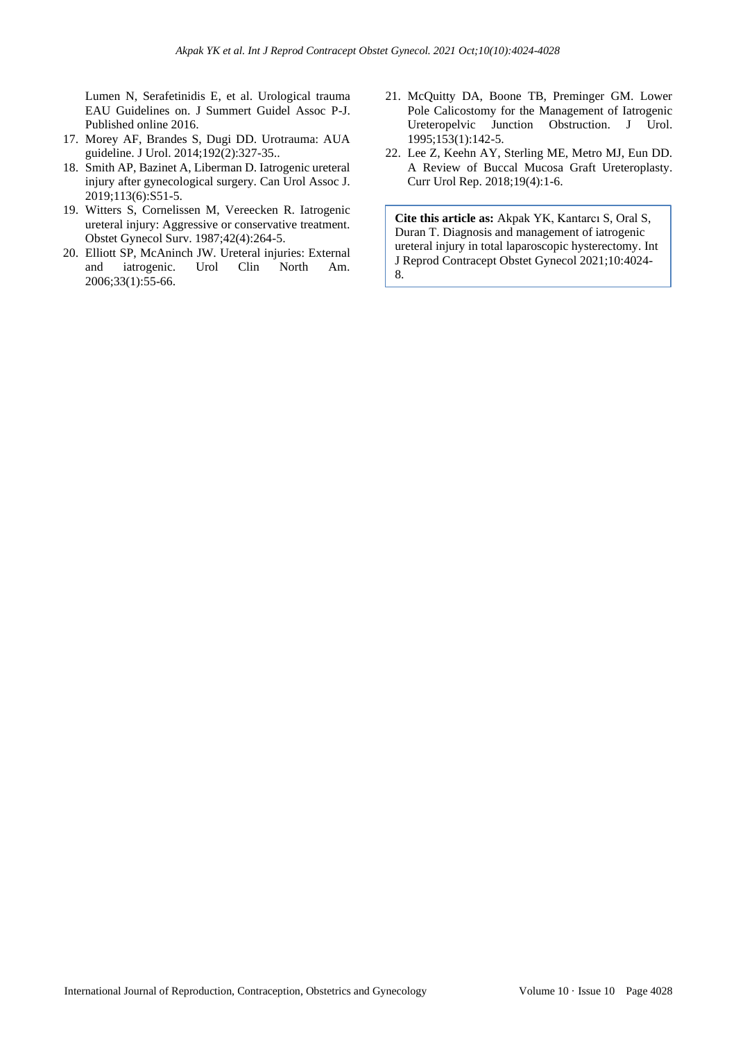Lumen N, Serafetinidis E, et al. Urological trauma EAU Guidelines on. J Summert Guidel Assoc P-J. Published online 2016.

17. Morey AF, Brandes S, Dugi DD. Urotrauma: AUA guideline. J Urol. 2014;192(2):327-35..
18. Smith AP, Bazinet A, Liberman D. Iatrogenic ureteral injury after gynecological surgery. Can Urol Assoc J. 2019;113(6):S51-5.
19. Witters S, Cornelissen M, Vereecken R. Iatrogenic ureteral injury: Aggressive or conservative treatment. Obstet Gynecol Surv. 1987;42(4):264-5.
20. Elliott SP, McAninch JW. Ureteral injuries: External and iatrogenic. Urol Clin North Am. 2006;33(1):55-66.
21. McQuitty DA, Boone TB, Preminger GM. Lower Pole Calicostomy for the Management of Iatrogenic Ureteropelvic Junction Obstruction. J Urol. 1995;153(1):142-5.
22. Lee Z, Keehn AY, Sterling ME, Metro MJ, Eun DD. A Review of Buccal Mucosa Graft Ureteroplasty. Curr Urol Rep. 2018;19(4):1-6.

**Cite this article as:** Akpak YK, Kantarcı S, Oral S, Duran T. Diagnosis and management of iatrogenic ureteral injury in total laparoscopic hysterectomy. Int J Reprod Contracept Obstet Gynecol 2021;10:4024-8.